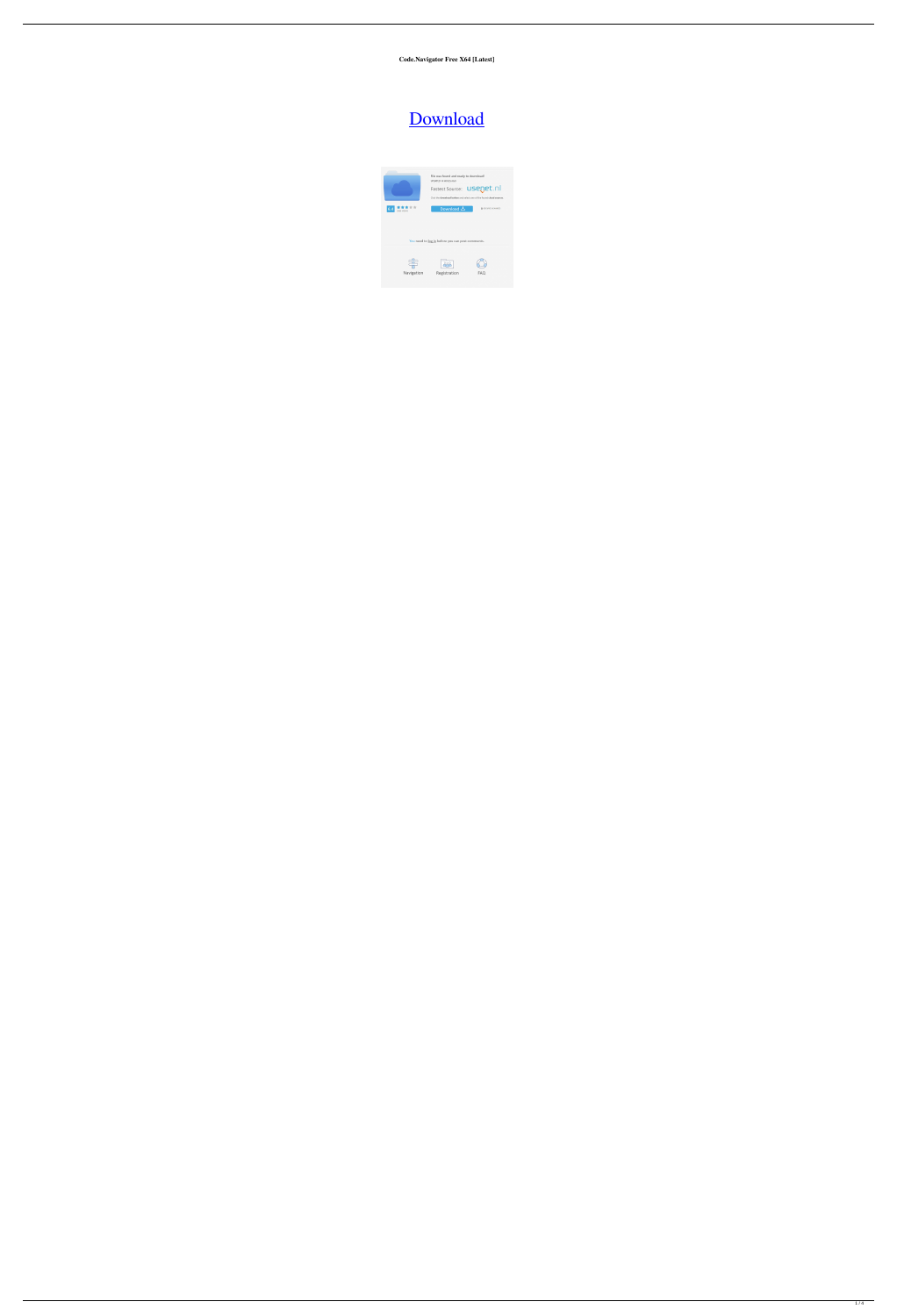**Code.Navigator Free X64 [Latest]**

# Download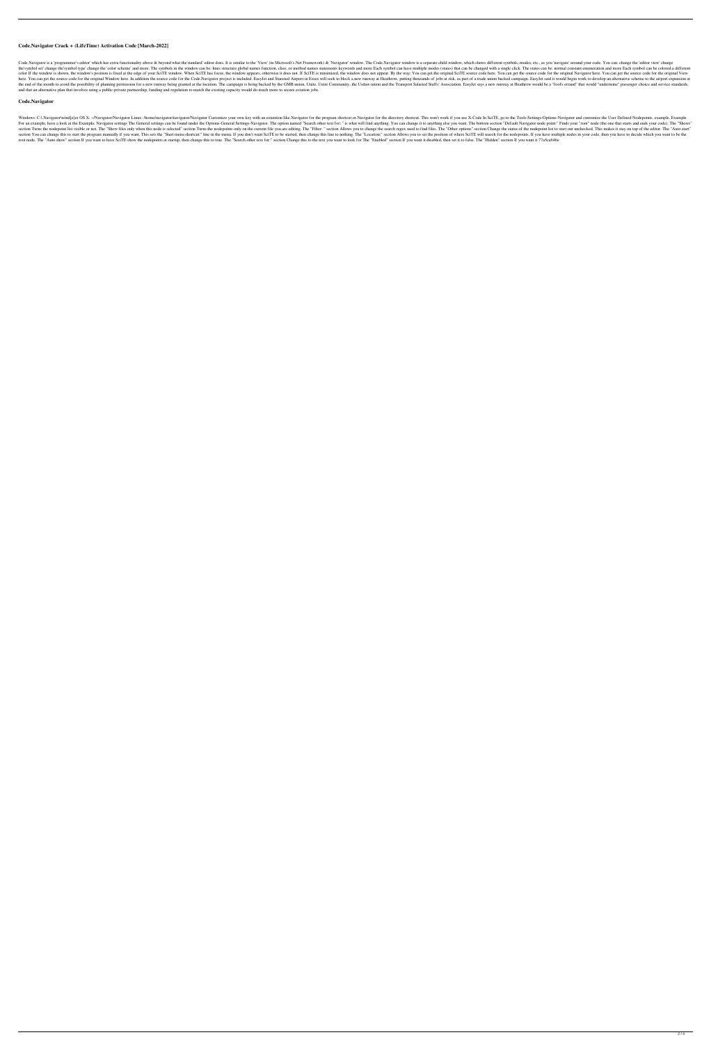# Code.Navigator Crack + (LifeTime) Activation Code [March-2022]

Code.Navigator is a 'programmer's editor' which has extra functionality above & beyond what the'standard' editor does. It is similar to the 'View' (in Microsoft's.Net Framework) & 'Navigator' window. The Code.Navigator window is a separate child window, which shows different symbols, modes, etc., as you 'navigate' around your code. You can: change the 'editor view' change the'symbol set' change the'symbol type' change the 'color scheme' and more. The symbols in the window can be: lines structure global names function, class, or method names statements keywords and more Each symbol can have multiple modes (states) that can be changed with a single click. The states can be: normal constant enumeration and more Each symbol can be colored a different color If the window is shown, the window's position is fixed at the edge of your SciTE window. When SciTE has focus, the window appears, otherwise it does not. If SciTE is minimized, the window does not appear. By the way: You can get the original SciTE source code here. You can get the source code for the original Navigator here. You can get the source code for the original View here. You can get the source code for the original Window here. In addition the source code for the Code.Navigator project is included. EasyJet and Stansted Airport in Essex will seek to block a new runway at Heathrow, putting thousands of jobs at risk, as part of a trade union backed campaign. EasyJet said it would begin work to develop an alternative scheme to the airport expansion at the end of the month to avoid the possibility of planning permission for a new runway being granted at the location. The campaign is being backed by the GMB union, Unite, Unite Community, the Usdaw union and the Transport Salaried Staffs' Association. EasyJet says a new runway at Heathrow would be a "fool's errand" that would "undermine" passenger choice and service standards, and that an alternative plan that involves using a public-private partnership, funding and regulation to match the existing capacity would do much more to secure aviation jobs.

## Code.Navigator

Windows: C:\Navigator\wind[e]er OS X: ~/Navigator/Navigator Linux: /home/navigator/navigator/Navigator Customize your own key with an extention like.Navigator for the program shortcut or.Navigator for the directory shortcut. This won't work if you use X-Code In SciTE, go to the Tools-Settings-Options-Navigator and customize the User Defined Nodepoints. example Example For an example, have a look at the Example Navigator settings The General settings can be found under the Options-General Settings-Navigator. The option named "Search other text for: " is what will find anything. You can change it to anything else you want. The bottom section "Default Navigator node point:" Finds your "root" node (the one that starts and ends your code). The "Shows" section Turns the nodepoint list visible or not. The "Show files only when this node is selected" section Turns the nodepoints only on the current file you are editing. The "Filter: " section Allows you to change the search regex used to find files. The "Other options" section Change the status of the nodepoint list to start out unchecked. This makes it stay on top of the editor. The "Auto start" section You can change this to start the program manually if you want. This sets the "Start menu shortcut:" line in the menu. If you don't want SciTE to be started, then change this line to nothing. The "Location:" section Allows you to set the position of where SciTE will search for the nodepoints. If you have multiple nodes in your code, then you have to decide which you want to be the root node. The "Auto show" section If you want to have SciTE show the nodepoints at startup, then change this to true. The "Search other text for:" section Change this to the text you want to look for The "Enabled" section If you want it disabled, then set it to false. The "Hidden" section If you want it 77a5ca646e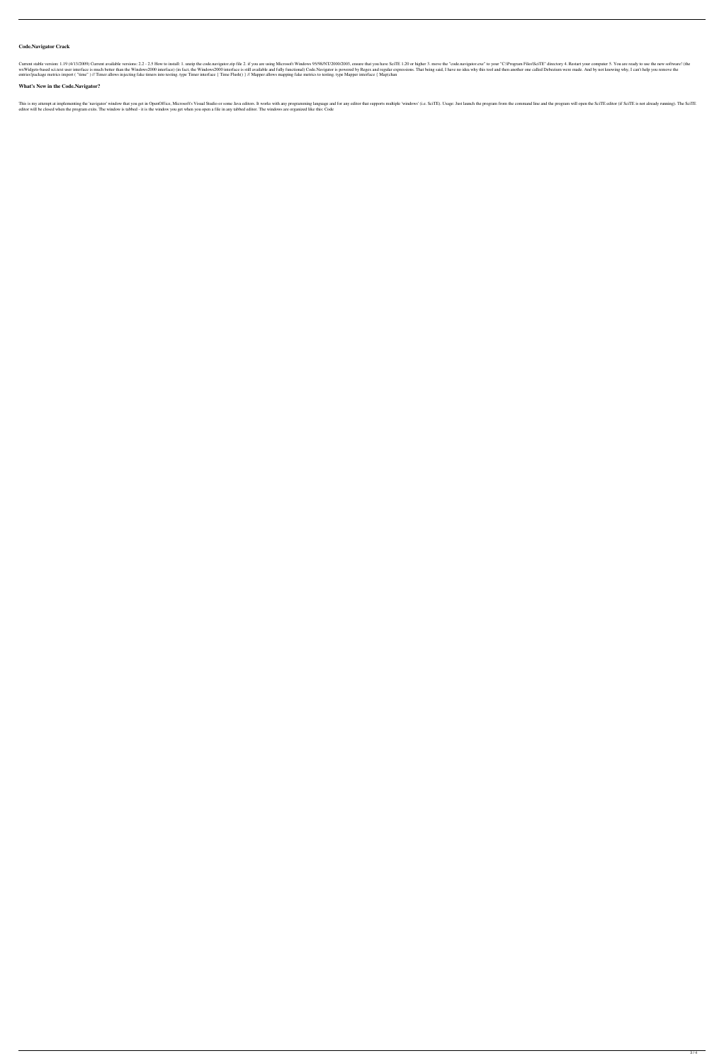### Code.Navigator Crack

Current stable version: 1.19 (4/13/2009) Current available versions: 2.2 - 2.5 How to install: 1. unzip the code.navigator.zip file 2. if you are using Microsoft Windows 95/98/NT/2000/2003, ensure that you have SciTE 1.20 or higher 3. move the "code.navigator.exe" to your "C:\Program Files\SciTE" directory 4. Restart your computer 5. You are ready to use the new software! (the wxWidgets-based sci.text user interface is much better than the Windows2000 interface) (in fact, the Windows2000 interface is still available and fully functional) Code.Navigator is powered by Regex and regular expressions. That being said, I have no idea why this tool and then another one called Debezium were made. And by not knowing why, I can't help you remove the entries!package metrics import ( "time" ) // Timer allows injecting fake timers into testing. type Timer interface { Time.Flush() } // Mapper allows mapping fake metrics to testing. type Mapper interface { Map(chan

### What's New in the Code.Navigator?

This is my attempt at implementing the 'navigator' window that you get in OpenOffice, Microsoft's Visual Studio or some Java editors. It works with any programming language and for any editor that supports multiple 'windows' (i.e. SciTE). Usage: Just launch the program from the command line and the program will open the SciTE editor (if SciTE is not already running). The SciTE editor will be closed when the program exits. The window is tabbed - it is the window you get when you open a file in any tabbed editor. The windows are organized like this: Code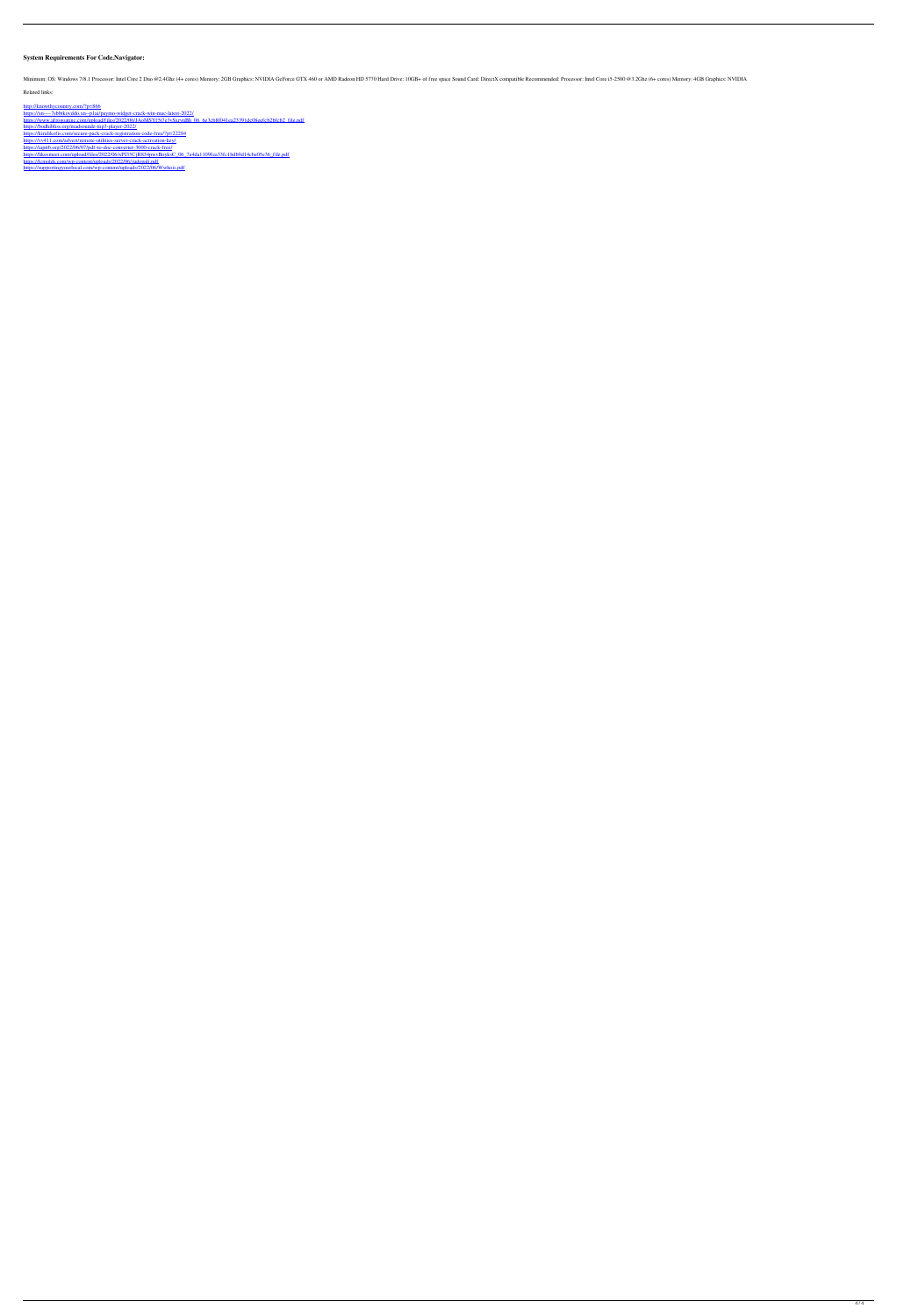### System Requirements For Code.Navigator:

Minimum: OS: Windows 7/8.1 Processor: Intel Core 2 Duo @2.4Ghz (4+ cores) Memory: 2GB Graphics: NVIDIA GeForce GTX 460 or AMD Radeon HD 5770 Hard Drive: 10GB+ of free space Sound Card: DirectX compatible Recommended: Processor: Intel Core i5-2500 @3.2Ghz (6+ cores) Memory: 4GB Graphics: NVIDIA

Related links:

http://knowthycountry.com/?p=866
https://xn----7sbbtkovddo.xn--p1ai/pasmo-widget-crack-win-mac-latest-2022/
https://www.afrogoatinc.com/upload/files/2022/06/JAoMSY9Yh7e3vSuyn8lz_06_6e3cb8f041ea25391dc06eefcb2bfcb2_file.pdf
https://bodhibliss.org/madsoundz-mp3-player-2022/
https://kiralikofis.com/secure-pack-crack-registration-code-free/?p=22284
https://vv411.com/advert/remote-utilities-server-crack-activation-key/
https://lapa66.org/2022/06/07/pdf-to-doc-converter-3000-crack-free/
https://likesmeet.com/upload/files/2022/06/xP153CjR834pwvBzykoC_06_7e4da1109fea336c1bdb9d14cbe05e36_file.pdf
https://kcmuslims.com/wp-content/uploads/2022/06/tadenali.pdf
https://supportingyourlocal.com/wp-content/uploads/2022/06/Wetbois.pdf